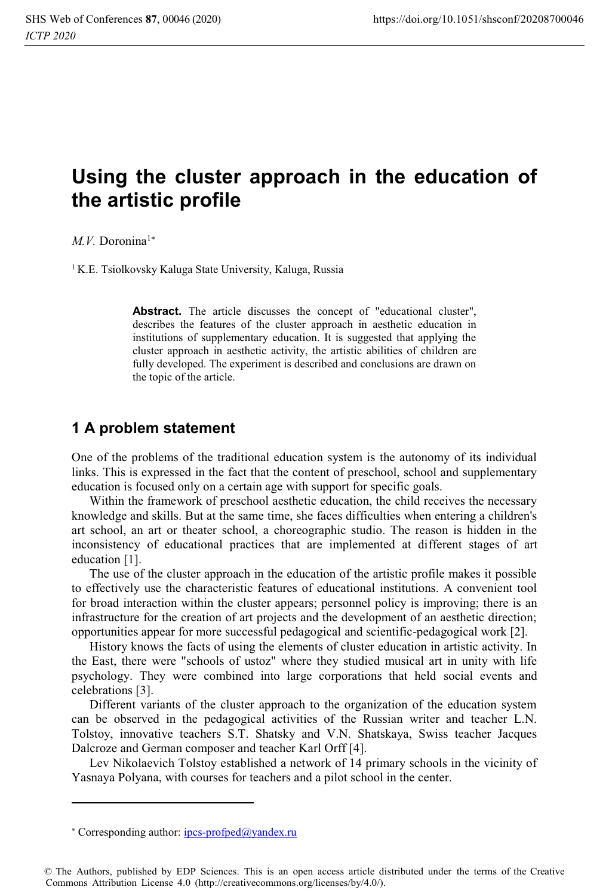# Using the cluster approach in the education of the artistic profile

*M.V.* Doronina[1*]

[1] K.E. Tsiolkovsky Kaluga State University, Kaluga, Russia

> **Abstract.** The article discusses the concept of "educational cluster", describes the features of the cluster approach in aesthetic education in institutions of supplementary education. It is suggested that applying the cluster approach in aesthetic activity, the artistic abilities of children are fully developed. The experiment is described and conclusions are drawn on the topic of the article.

## 1 A problem statement

One of the problems of the traditional education system is the autonomy of its individual links. This is expressed in the fact that the content of preschool, school and supplementary education is focused only on a certain age with support for specific goals.

Within the framework of preschool aesthetic education, the child receives the necessary knowledge and skills. But at the same time, she faces difficulties when entering a children's art school, an art or theater school, a choreographic studio. The reason is hidden in the inconsistency of educational practices that are implemented at different stages of art education [1].

The use of the cluster approach in the education of the artistic profile makes it possible to effectively use the characteristic features of educational institutions. A convenient tool for broad interaction within the cluster appears; personnel policy is improving; there is an infrastructure for the creation of art projects and the development of an aesthetic direction; opportunities appear for more successful pedagogical and scientific-pedagogical work [2].

History knows the facts of using the elements of cluster education in artistic activity. In the East, there were "schools of ustoz" where they studied musical art in unity with life psychology. They were combined into large corporations that held social events and celebrations [3].

Different variants of the cluster approach to the organization of the education system can be observed in the pedagogical activities of the Russian writer and teacher L.N. Tolstoy, innovative teachers S.T. Shatsky and V.N. Shatskaya, Swiss teacher Jacques Dalcroze and German composer and teacher Karl Orff [4].

Lev Nikolaevich Tolstoy established a network of 14 primary schools in the vicinity of Yasnaya Polyana, with courses for teachers and a pilot school in the center.

---

[*] Corresponding author: ipcs-profped@yandex.ru

© The Authors, published by EDP Sciences. This is an open access article distributed under the terms of the Creative Commons Attribution License 4.0 (http://creativecommons.org/licenses/by/4.0/).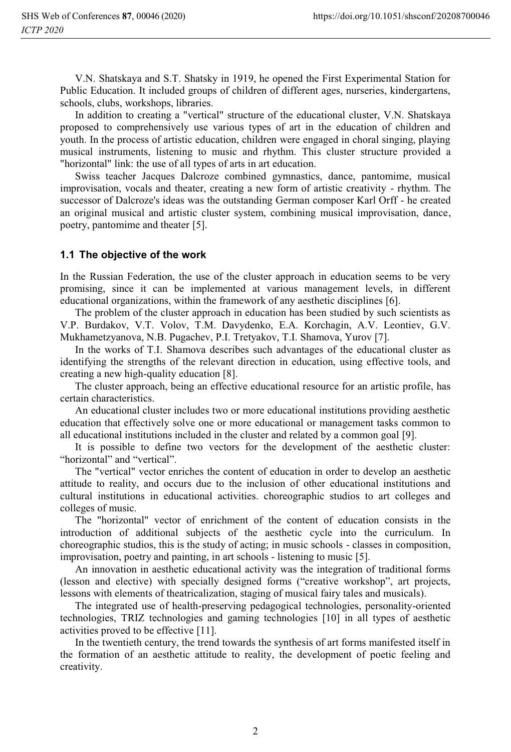V.N. Shatskaya and S.T. Shatsky in 1919, he opened the First Experimental Station for Public Education. It included groups of children of different ages, nurseries, kindergartens, schools, clubs, workshops, libraries.

In addition to creating a "vertical" structure of the educational cluster, V.N. Shatskaya proposed to comprehensively use various types of art in the education of children and youth. In the process of artistic education, children were engaged in choral singing, playing musical instruments, listening to music and rhythm. This cluster structure provided a "horizontal" link: the use of all types of arts in art education.

Swiss teacher Jacques Dalcroze combined gymnastics, dance, pantomime, musical improvisation, vocals and theater, creating a new form of artistic creativity - rhythm. The successor of Dalcroze's ideas was the outstanding German composer Karl Orff - he created an original musical and artistic cluster system, combining musical improvisation, dance, poetry, pantomime and theater [5].

### 1.1 The objective of the work

In the Russian Federation, the use of the cluster approach in education seems to be very promising, since it can be implemented at various management levels, in different educational organizations, within the framework of any aesthetic disciplines [6].

The problem of the cluster approach in education has been studied by such scientists as V.P. Burdakov, V.T. Volov, T.M. Davydenko, E.A. Korchagin, A.V. Leontiev, G.V. Mukhametzyanova, N.B. Pugachev, P.I. Tretyakov, T.I. Shamova, Yurov [7].

In the works of T.I. Shamova describes such advantages of the educational cluster as identifying the strengths of the relevant direction in education, using effective tools, and creating a new high-quality education [8].

The cluster approach, being an effective educational resource for an artistic profile, has certain characteristics.

An educational cluster includes two or more educational institutions providing aesthetic education that effectively solve one or more educational or management tasks common to all educational institutions included in the cluster and related by a common goal [9].

It is possible to define two vectors for the development of the aesthetic cluster: "horizontal" and "vertical".

The "vertical" vector enriches the content of education in order to develop an aesthetic attitude to reality, and occurs due to the inclusion of other educational institutions and cultural institutions in educational activities. choreographic studios to art colleges and colleges of music.

The "horizontal" vector of enrichment of the content of education consists in the introduction of additional subjects of the aesthetic cycle into the curriculum. In choreographic studios, this is the study of acting; in music schools - classes in composition, improvisation, poetry and painting, in art schools - listening to music [5].

An innovation in aesthetic educational activity was the integration of traditional forms (lesson and elective) with specially designed forms ("creative workshop", art projects, lessons with elements of theatricalization, staging of musical fairy tales and musicals).

The integrated use of health-preserving pedagogical technologies, personality-oriented technologies, TRIZ technologies and gaming technologies [10] in all types of aesthetic activities proved to be effective [11].

In the twentieth century, the trend towards the synthesis of art forms manifested itself in the formation of an aesthetic attitude to reality, the development of poetic feeling and creativity.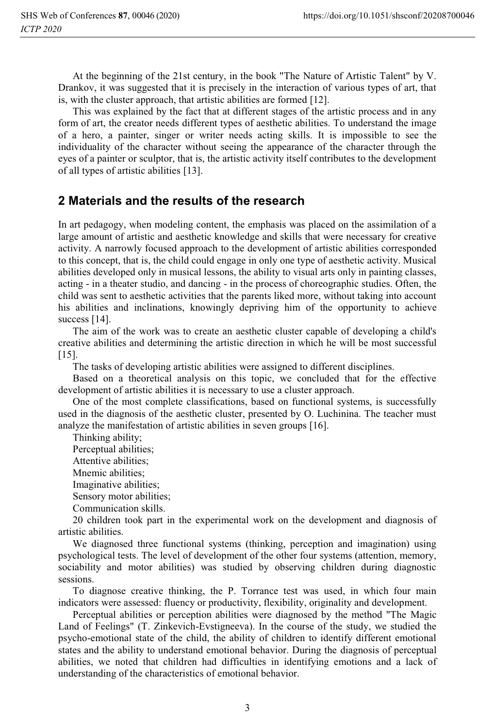At the beginning of the 21st century, in the book "The Nature of Artistic Talent" by V. Drankov, it was suggested that it is precisely in the interaction of various types of art, that is, with the cluster approach, that artistic abilities are formed [12].

This was explained by the fact that at different stages of the artistic process and in any form of art, the creator needs different types of aesthetic abilities. To understand the image of a hero, a painter, singer or writer needs acting skills. It is impossible to see the individuality of the character without seeing the appearance of the character through the eyes of a painter or sculptor, that is, the artistic activity itself contributes to the development of all types of artistic abilities [13].

## 2 Materials and the results of the research

In art pedagogy, when modeling content, the emphasis was placed on the assimilation of a large amount of artistic and aesthetic knowledge and skills that were necessary for creative activity. A narrowly focused approach to the development of artistic abilities corresponded to this concept, that is, the child could engage in only one type of aesthetic activity. Musical abilities developed only in musical lessons, the ability to visual arts only in painting classes, acting - in a theater studio, and dancing - in the process of choreographic studies. Often, the child was sent to aesthetic activities that the parents liked more, without taking into account his abilities and inclinations, knowingly depriving him of the opportunity to achieve success [14].

The aim of the work was to create an aesthetic cluster capable of developing a child's creative abilities and determining the artistic direction in which he will be most successful [15].

The tasks of developing artistic abilities were assigned to different disciplines.

Based on a theoretical analysis on this topic, we concluded that for the effective development of artistic abilities it is necessary to use a cluster approach.

One of the most complete classifications, based on functional systems, is successfully used in the diagnosis of the aesthetic cluster, presented by O. Luchinina. The teacher must analyze the manifestation of artistic abilities in seven groups [16].

Thinking ability;

Perceptual abilities;

Attentive abilities;

Mnemic abilities;

Imaginative abilities;

Sensory motor abilities;

Communication skills.

20 children took part in the experimental work on the development and diagnosis of artistic abilities.

We diagnosed three functional systems (thinking, perception and imagination) using psychological tests. The level of development of the other four systems (attention, memory, sociability and motor abilities) was studied by observing children during diagnostic sessions.

To diagnose creative thinking, the P. Torrance test was used, in which four main indicators were assessed: fluency or productivity, flexibility, originality and development.

Perceptual abilities or perception abilities were diagnosed by the method "The Magic Land of Feelings" (T. Zinkevich-Evstigneeva). In the course of the study, we studied the psycho-emotional state of the child, the ability of children to identify different emotional states and the ability to understand emotional behavior. During the diagnosis of perceptual abilities, we noted that children had difficulties in identifying emotions and a lack of understanding of the characteristics of emotional behavior.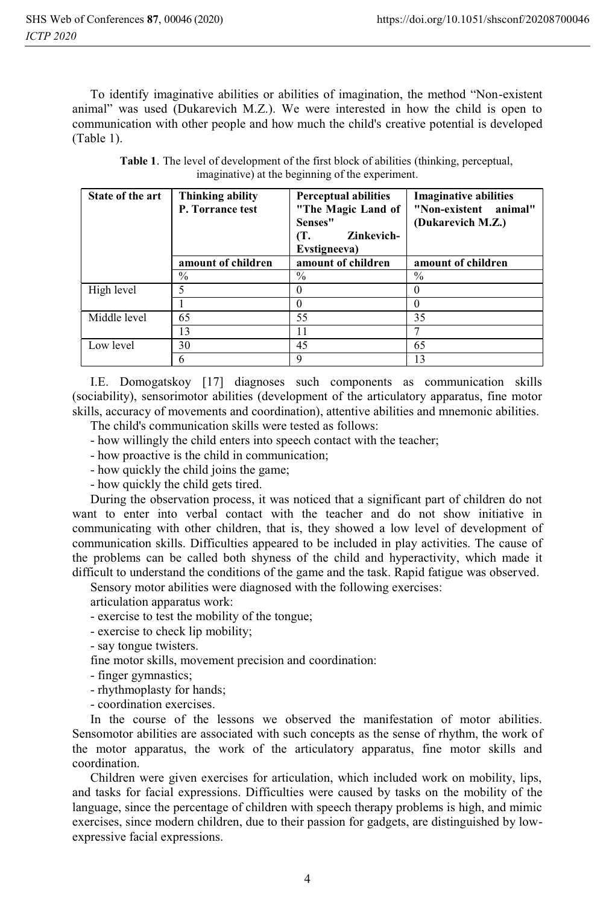To identify imaginative abilities or abilities of imagination, the method "Non-existent animal" was used (Dukarevich M.Z.). We were interested in how the child is open to communication with other people and how much the child's creative potential is developed (Table 1).

**Table 1**. The level of development of the first block of abilities (thinking, perceptual, imaginative) at the beginning of the experiment.

| State of the art | Thinking ability P. Torrance test | Perceptual abilities "The Magic Land of Senses" (T. Zinkevich-Evstigneeva) | Imaginative abilities "Non-existent animal" (Dukarevich M.Z.) |
|---|---|---|---|
| | amount of children | amount of children | amount of children |
| | % | % | % |
| High level | 5 | 0 | 0 |
| | 1 | 0 | 0 |
| Middle level | 65 | 55 | 35 |
| | 13 | 11 | 7 |
| Low level | 30 | 45 | 65 |
| | 6 | 9 | 13 |

I.E. Domogatskoy [17] diagnoses such components as communication skills (sociability), sensorimotor abilities (development of the articulatory apparatus, fine motor skills, accuracy of movements and coordination), attentive abilities and mnemonic abilities.

The child's communication skills were tested as follows:

- how willingly the child enters into speech contact with the teacher;
- how proactive is the child in communication;
- how quickly the child joins the game;
- how quickly the child gets tired.

During the observation process, it was noticed that a significant part of children do not want to enter into verbal contact with the teacher and do not show initiative in communicating with other children, that is, they showed a low level of development of communication skills. Difficulties appeared to be included in play activities. The cause of the problems can be called both shyness of the child and hyperactivity, which made it difficult to understand the conditions of the game and the task. Rapid fatigue was observed.

Sensory motor abilities were diagnosed with the following exercises:

articulation apparatus work:

- exercise to test the mobility of the tongue;
- exercise to check lip mobility;
- say tongue twisters.

fine motor skills, movement precision and coordination:

- finger gymnastics;
- rhythmoplasty for hands;
- coordination exercises.

In the course of the lessons we observed the manifestation of motor abilities. Sensomotor abilities are associated with such concepts as the sense of rhythm, the work of the motor apparatus, the work of the articulatory apparatus, fine motor skills and coordination.

Children were given exercises for articulation, which included work on mobility, lips, and tasks for facial expressions. Difficulties were caused by tasks on the mobility of the language, since the percentage of children with speech therapy problems is high, and mimic exercises, since modern children, due to their passion for gadgets, are distinguished by low-expressive facial expressions.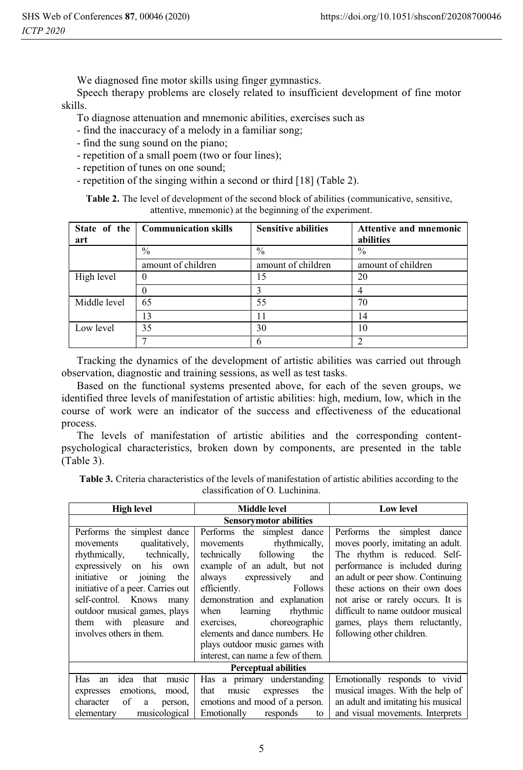We diagnosed fine motor skills using finger gymnastics.

Speech therapy problems are closely related to insufficient development of fine motor skills.

To diagnose attenuation and mnemonic abilities, exercises such as

- find the inaccuracy of a melody in a familiar song;
- find the sung sound on the piano;
- repetition of a small poem (two or four lines);
- repetition of tunes on one sound;
- repetition of the singing within a second or third [18] (Table 2).

**Table 2.** The level of development of the second block of abilities (communicative, sensitive, attentive, mnemonic) at the beginning of the experiment.

| State of the art | Communication skills | Sensitive abilities | Attentive and mnemonic abilities |
|---|---|---|---|
| | % | % | % |
| | amount of children | amount of children | amount of children |
| High level | 0 | 15 | 20 |
| | 0 | 3 | 4 |
| Middle level | 65 | 55 | 70 |
| | 13 | 11 | 14 |
| Low level | 35 | 30 | 10 |
| | 7 | 6 | 2 |

Tracking the dynamics of the development of artistic abilities was carried out through observation, diagnostic and training sessions, as well as test tasks.

Based on the functional systems presented above, for each of the seven groups, we identified three levels of manifestation of artistic abilities: high, medium, low, which in the course of work were an indicator of the success and effectiveness of the educational process.

The levels of manifestation of artistic abilities and the corresponding content-psychological characteristics, broken down by components, are presented in the table (Table 3).

**Table 3.** Criteria characteristics of the levels of manifestation of artistic abilities according to the classification of O. Luchinina.

| High level | Middle level | Low level |
|---|---|---|
| **Sensorymotor abilities** | | |
| Performs the simplest dance movements qualitatively, rhythmically, technically, expressively on his own initiative or joining the initiative of a peer. Carries out self-control. Knows many outdoor musical games, plays them with pleasure and involves others in them. | Performs the simplest dance movements rhythmically, technically following the example of an adult, but not always expressively and efficiently. Follows demonstration and explanation when learning rhythmic exercises, choreographic elements and dance numbers. He plays outdoor music games with interest, can name a few of them. | Performs the simplest dance moves poorly, imitating an adult. The rhythm is reduced. Self-performance is included during an adult or peer show. Continuing these actions on their own does not arise or rarely occurs. It is difficult to name outdoor musical games, plays them reluctantly, following other children. |
| **Perceptual abilities** | | |
| Has an idea that music expresses emotions, mood, character of a person, elementary musicological | Has a primary understanding that music expresses the emotions and mood of a person. Emotionally responds to | Emotionally responds to vivid musical images. With the help of an adult and imitating his musical and visual movements. Interprets |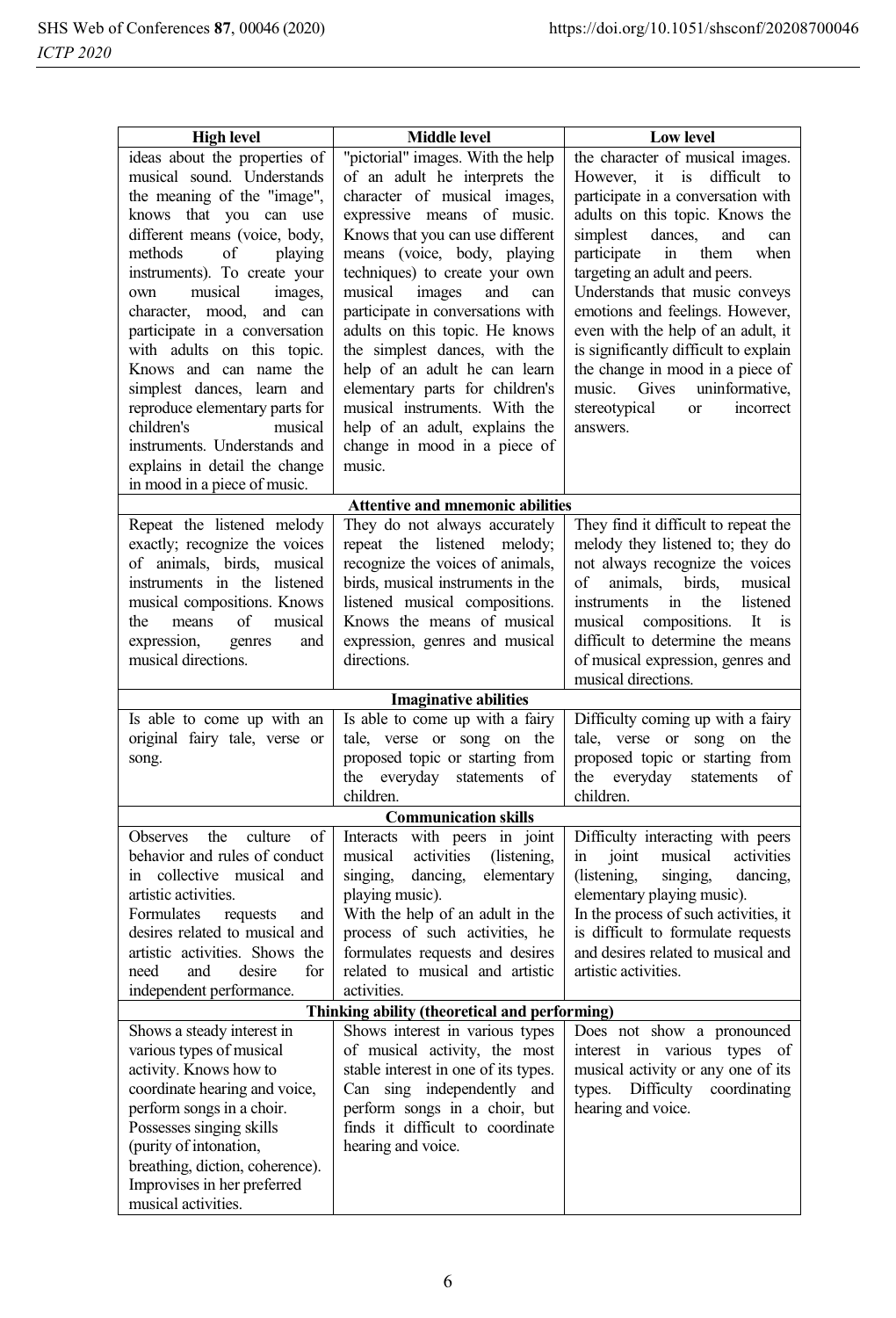| High level | Middle level | Low level |
|---|---|---|
| ideas about the properties of musical sound. Understands the meaning of the "image", knows that you can use different means (voice, body, methods of playing instruments). To create your own musical images, character, mood, and can participate in a conversation with adults on this topic. Knows and can name the simplest dances, learn and reproduce elementary parts for children's musical instruments. Understands and explains in detail the change in mood in a piece of music. | "pictorial" images. With the help of an adult he interprets the character of musical images, expressive means of music. Knows that you can use different means (voice, body, playing techniques) to create your own musical images and can participate in conversations with adults on this topic. He knows the simplest dances, with the help of an adult he can learn elementary parts for children's musical instruments. With the help of an adult, explains the change in mood in a piece of music. | the character of musical images. However, it is difficult to participate in a conversation with adults on this topic. Knows the simplest dances, and can participate in them when targeting an adult and peers. Understands that music conveys emotions and feelings. However, even with the help of an adult, it is significantly difficult to explain the change in mood in a piece of music. Gives uninformative, stereotypical or incorrect answers. |
| **Attentive and mnemonic abilities** | | |
| Repeat the listened melody exactly; recognize the voices of animals, birds, musical instruments in the listened musical compositions. Knows the means of musical expression, genres and musical directions. | They do not always accurately repeat the listened melody; recognize the voices of animals, birds, musical instruments in the listened musical compositions. Knows the means of musical expression, genres and musical directions. | They find it difficult to repeat the melody they listened to; they do not always recognize the voices of animals, birds, musical instruments in the listened musical compositions. It is difficult to determine the means of musical expression, genres and musical directions. |
| **Imaginative abilities** | | |
| Is able to come up with an original fairy tale, verse or song. | Is able to come up with a fairy tale, verse or song on the proposed topic or starting from the everyday statements of children. | Difficulty coming up with a fairy tale, verse or song on the proposed topic or starting from the everyday statements of children. |
| **Communication skills** | | |
| Observes the culture of behavior and rules of conduct in collective musical and artistic activities. Formulates requests and desires related to musical and artistic activities. Shows the need and desire for independent performance. | Interacts with peers in joint musical activities (listening, singing, dancing, elementary playing music). With the help of an adult in the process of such activities, he formulates requests and desires related to musical and artistic activities. | Difficulty interacting with peers in joint musical activities (listening, singing, dancing, elementary playing music). In the process of such activities, it is difficult to formulate requests and desires related to musical and artistic activities. |
| **Thinking ability (theoretical and performing)** | | |
| Shows a steady interest in various types of musical activity. Knows how to coordinate hearing and voice, perform songs in a choir. Possesses singing skills (purity of intonation, breathing, diction, coherence). Improvises in her preferred musical activities. | Shows interest in various types of musical activity, the most stable interest in one of its types. Can sing independently and perform songs in a choir, but finds it difficult to coordinate hearing and voice. | Does not show a pronounced interest in various types of musical activity or any one of its types. Difficulty coordinating hearing and voice. |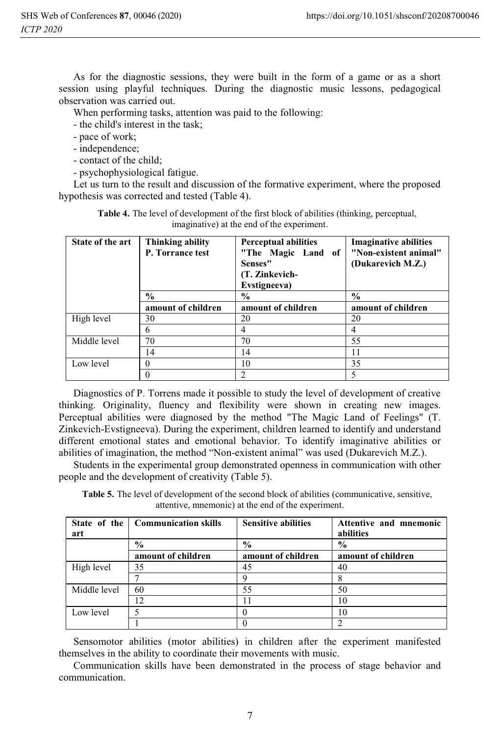As for the diagnostic sessions, they were built in the form of a game or as a short session using playful techniques. During the diagnostic music lessons, pedagogical observation was carried out.

When performing tasks, attention was paid to the following:

- the child's interest in the task;
- pace of work;
- independence;
- contact of the child;
- psychophysiological fatigue.

Let us turn to the result and discussion of the formative experiment, where the proposed hypothesis was corrected and tested (Table 4).

**Table 4.** The level of development of the first block of abilities (thinking, perceptual, imaginative) at the end of the experiment.

| State of the art | Thinking ability P. Torrance test | Perceptual abilities "The Magic Land of Senses" (T. Zinkevich-Evstigneeva) | Imaginative abilities "Non-existent animal" (Dukarevich M.Z.) |
|---|---|---|---|
| | % | % | % |
| | amount of children | amount of children | amount of children |
| High level | 30 | 20 | 20 |
| | 6 | 4 | 4 |
| Middle level | 70 | 70 | 55 |
| | 14 | 14 | 11 |
| Low level | 0 | 10 | 35 |
| | 0 | 2 | 5 |

Diagnostics of P. Torrens made it possible to study the level of development of creative thinking. Originality, fluency and flexibility were shown in creating new images. Perceptual abilities were diagnosed by the method "The Magic Land of Feelings" (T. Zinkevich-Evstigneeva). During the experiment, children learned to identify and understand different emotional states and emotional behavior. To identify imaginative abilities or abilities of imagination, the method "Non-existent animal" was used (Dukarevich M.Z.).

Students in the experimental group demonstrated openness in communication with other people and the development of creativity (Table 5).

**Table 5.** The level of development of the second block of abilities (communicative, sensitive, attentive, mnemonic) at the end of the experiment.

| State of the art | Communication skills | Sensitive abilities | Attentive and mnemonic abilities |
|---|---|---|---|
| | % | % | % |
| | amount of children | amount of children | amount of children |
| High level | 35 | 45 | 40 |
| | 7 | 9 | 8 |
| Middle level | 60 | 55 | 50 |
| | 12 | 11 | 10 |
| Low level | 5 | 0 | 10 |
| | 1 | 0 | 2 |

Sensomotor abilities (motor abilities) in children after the experiment manifested themselves in the ability to coordinate their movements with music.

Communication skills have been demonstrated in the process of stage behavior and communication.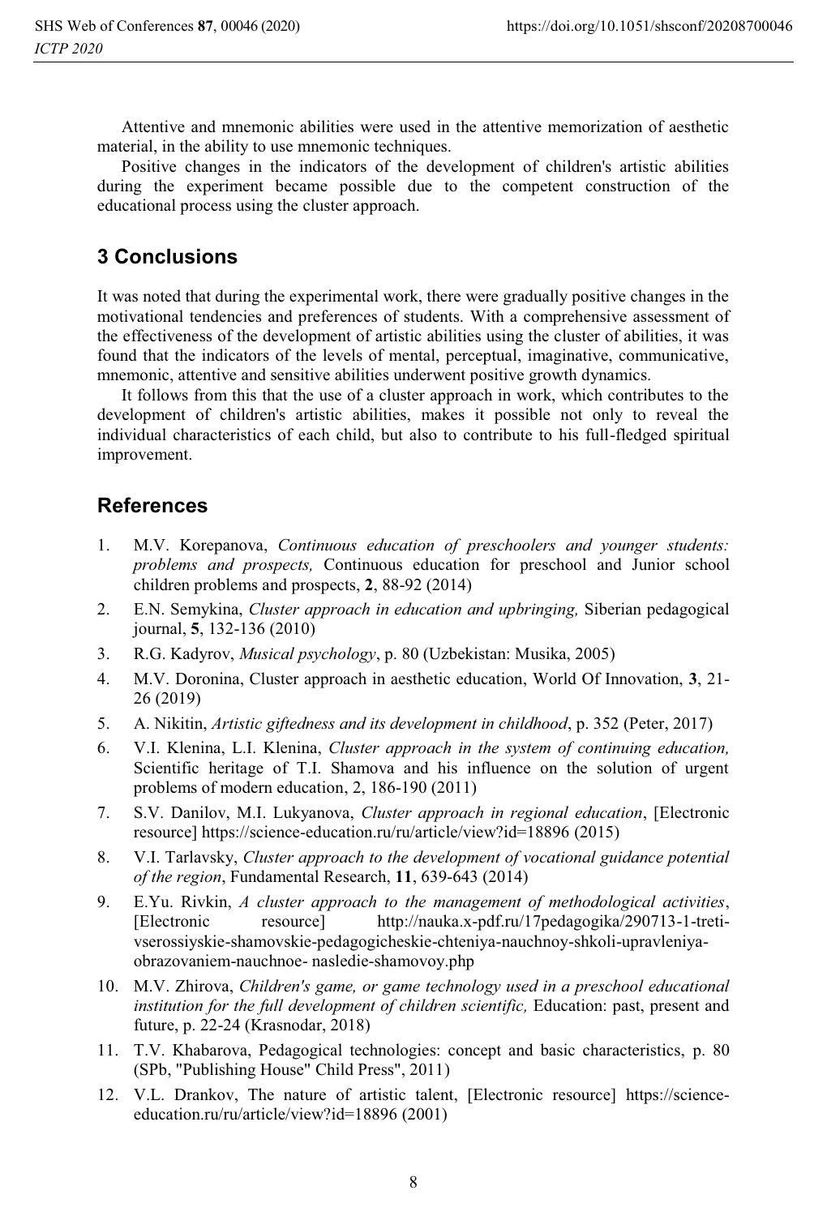Attentive and mnemonic abilities were used in the attentive memorization of aesthetic material, in the ability to use mnemonic techniques.

Positive changes in the indicators of the development of children's artistic abilities during the experiment became possible due to the competent construction of the educational process using the cluster approach.

## 3 Conclusions

It was noted that during the experimental work, there were gradually positive changes in the motivational tendencies and preferences of students. With a comprehensive assessment of the effectiveness of the development of artistic abilities using the cluster of abilities, it was found that the indicators of the levels of mental, perceptual, imaginative, communicative, mnemonic, attentive and sensitive abilities underwent positive growth dynamics.

It follows from this that the use of a cluster approach in work, which contributes to the development of children's artistic abilities, makes it possible not only to reveal the individual characteristics of each child, but also to contribute to his full-fledged spiritual improvement.

## References

1. M.V. Korepanova, *Continuous education of preschoolers and younger students: problems and prospects,* Continuous education for preschool and Junior school children problems and prospects, **2**, 88-92 (2014)
2. E.N. Semykina, *Cluster approach in education and upbringing,* Siberian pedagogical journal, **5**, 132-136 (2010)
3. R.G. Kadyrov, *Musical psychology*, p. 80 (Uzbekistan: Musika, 2005)
4. M.V. Doronina, Cluster approach in aesthetic education, World Of Innovation, **3**, 21-26 (2019)
5. A. Nikitin, *Artistic giftedness and its development in childhood*, p. 352 (Peter, 2017)
6. V.I. Klenina, L.I. Klenina, *Cluster approach in the system of continuing education,* Scientific heritage of T.I. Shamova and his influence on the solution of urgent problems of modern education, 2, 186-190 (2011)
7. S.V. Danilov, M.I. Lukyanova, *Cluster approach in regional education*, [Electronic resource] https://science-education.ru/ru/article/view?id=18896 (2015)
8. V.I. Tarlavsky, *Cluster approach to the development of vocational guidance potential of the region*, Fundamental Research, **11**, 639-643 (2014)
9. E.Yu. Rivkin, *A cluster approach to the management of methodological activities*, [Electronic resource] http://nauka.x-pdf.ru/17pedagogika/290713-1-treti-vserossiyskie-shamovskie-pedagogicheskie-chteniya-nauchnoy-shkoli-upravleniya-obrazovaniem-nauchnoe- nasledie-shamovoy.php
10. M.V. Zhirova, *Children's game, or game technology used in a preschool educational institution for the full development of children scientific,* Education: past, present and future, p. 22-24 (Krasnodar, 2018)
11. T.V. Khabarova, Pedagogical technologies: concept and basic characteristics, p. 80 (SPb, "Publishing House" Child Press", 2011)
12. V.L. Drankov, The nature of artistic talent, [Electronic resource] https://science-education.ru/ru/article/view?id=18896 (2001)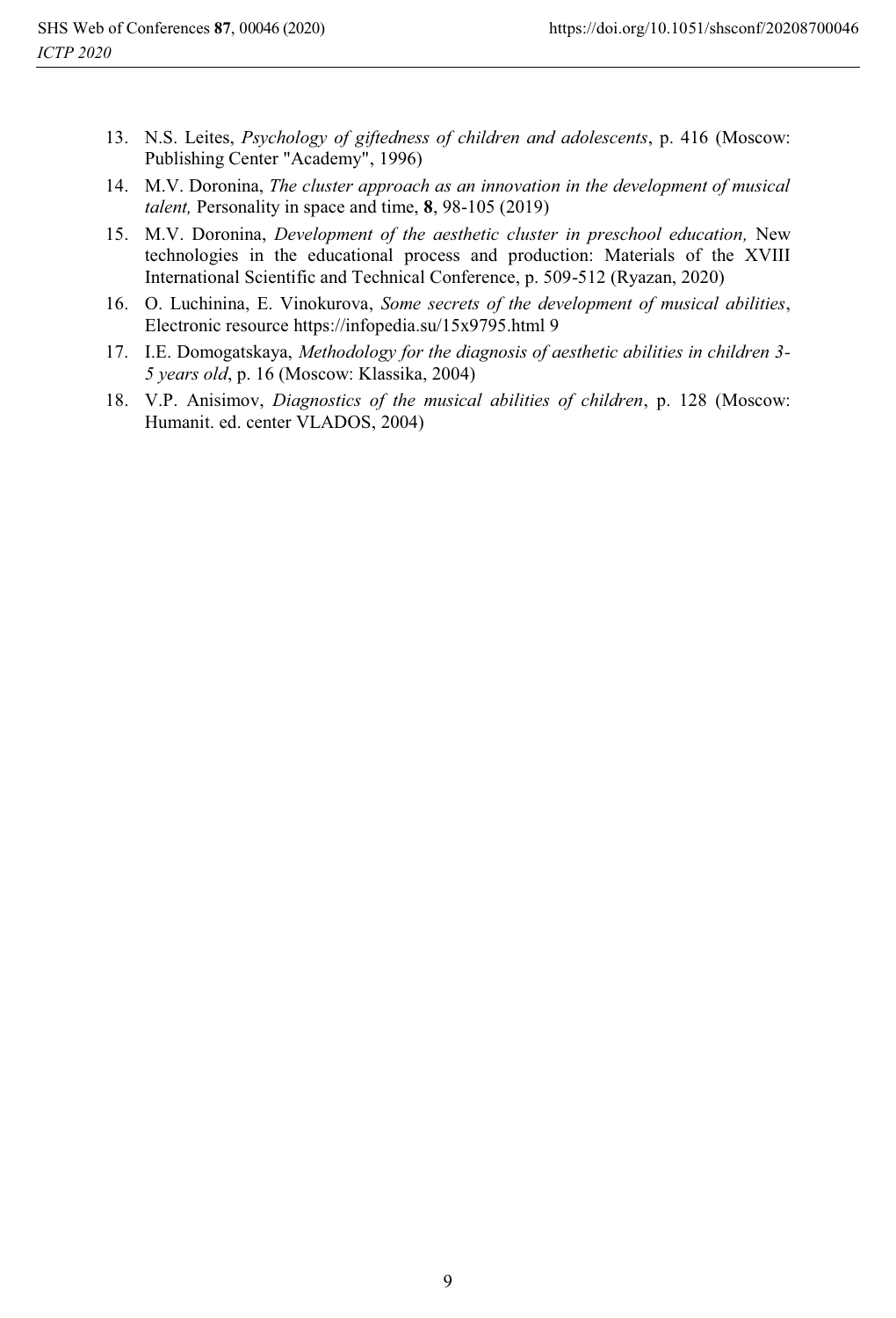13. N.S. Leites, *Psychology of giftedness of children and adolescents*, p. 416 (Moscow: Publishing Center "Academy", 1996)
14. M.V. Doronina, *The cluster approach as an innovation in the development of musical talent,* Personality in space and time, **8**, 98-105 (2019)
15. M.V. Doronina, *Development of the aesthetic cluster in preschool education,* New technologies in the educational process and production: Materials of the XVIII International Scientific and Technical Conference, p. 509-512 (Ryazan, 2020)
16. O. Luchinina, E. Vinokurova, *Some secrets of the development of musical abilities*, Electronic resource https://infopedia.su/15x9795.html 9
17. I.E. Domogatskaya, *Methodology for the diagnosis of aesthetic abilities in children 3-5 years old*, p. 16 (Moscow: Klassika, 2004)
18. V.P. Anisimov, *Diagnostics of the musical abilities of children*, p. 128 (Moscow: Humanit. ed. center VLADOS, 2004)